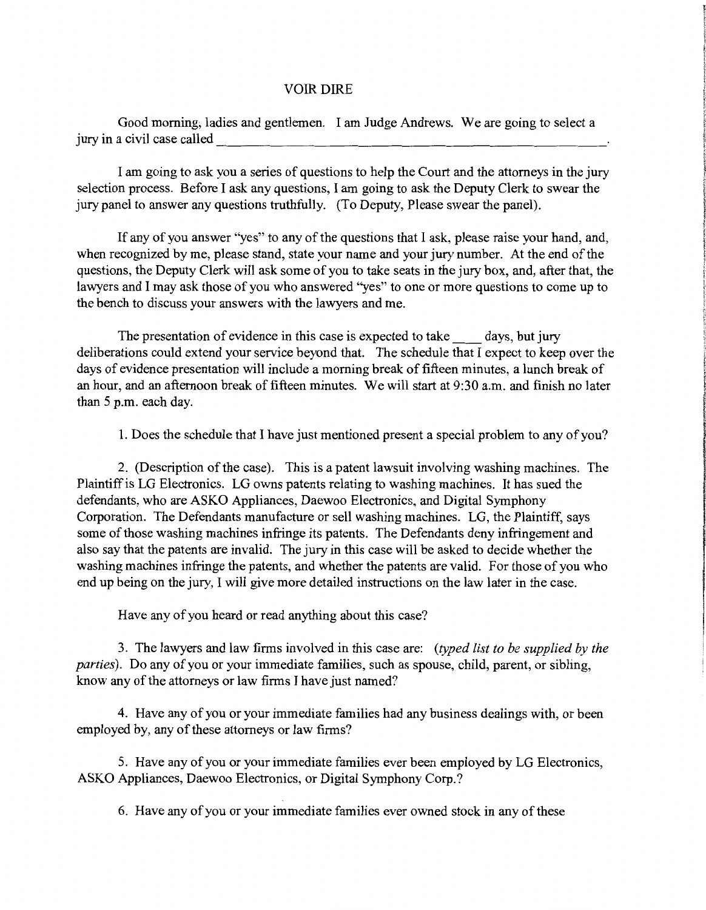# VOIR DIRE

Good morning, ladies and gentlemen. I am Judge Andrews. We are going to select a jury in a civil case called ______________________________________________.

I am going to ask you a series of questions to help the Court and the attorneys in the jury selection process. Before I ask any questions, I am going to ask the Deputy Clerk to swear the jury panel to answer any questions truthfully. (To Deputy, Please swear the panel).

If any of you answer "yes" to any of the questions that I ask, please raise your hand, and, when recognized by me, please stand, state your name and your jury number. At the end of the questions, the Deputy Clerk will ask some of you to take seats in the jury box, and, after that, the lawyers and I may ask those of you who answered "yes" to one or more questions to come up to the bench to discuss your answers with the lawyers and me.

The presentation of evidence in this case is expected to take ____ days, but jury deliberations could extend your service beyond that. The schedule that I expect to keep over the days of evidence presentation will include a morning break of fifteen minutes, a lunch break of an hour, and an afternoon break of fifteen minutes. We will start at 9:30 a.m. and finish no later than 5 p.m. each day.

1. Does the schedule that I have just mentioned present a special problem to any of you?

2. (Description of the case). This is a patent lawsuit involving washing machines. The Plaintiff is LG Electronics. LG owns patents relating to washing machines. It has sued the defendants, who are ASKO Appliances, Daewoo Electronics, and Digital Symphony Corporation. The Defendants manufacture or sell washing machines. LG, the Plaintiff, says some of those washing machines infringe its patents. The Defendants deny infringement and also say that the patents are invalid. The jury in this case will be asked to decide whether the washing machines infringe the patents, and whether the patents are valid. For those of you who end up being on the jury, I will give more detailed instructions on the law later in the case.

Have any of you heard or read anything about this case?

3. The lawyers and law firms involved in this case are: (*typed list to be supplied by the parties*). Do any of you or your immediate families, such as spouse, child, parent, or sibling, know any of the attorneys or law firms I have just named?

4. Have any of you or your immediate families had any business dealings with, or been employed by, any of these attorneys or law firms?

5. Have any of you or your immediate families ever been employed by LG Electronics, ASKO Appliances, Daewoo Electronics, or Digital Symphony Corp.?

6. Have any of you or your immediate families ever owned stock in any of these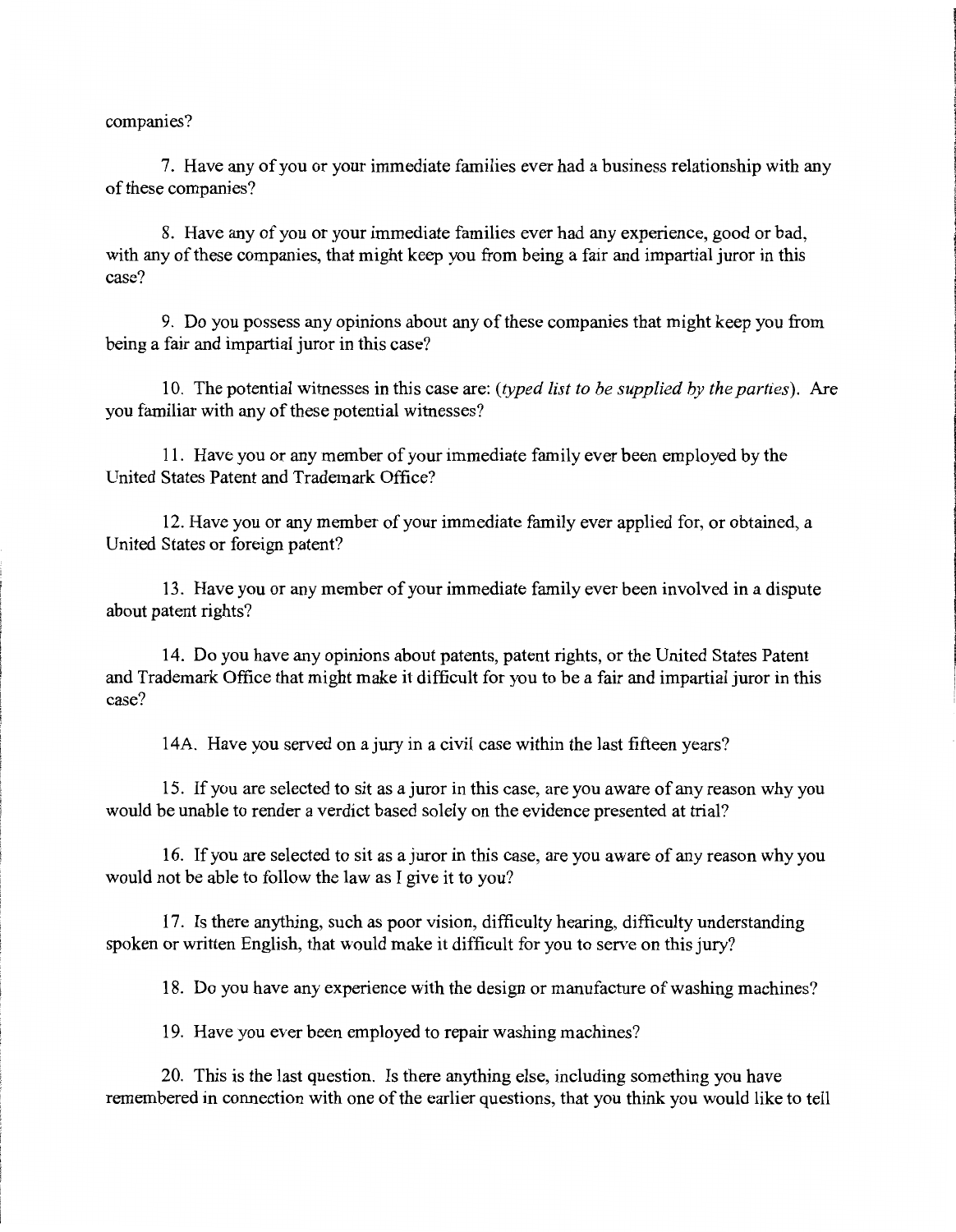companies?

7. Have any of you or your immediate families ever had a business relationship with any of these companies?

8. Have any of you or your immediate families ever had any experience, good or bad, with any of these companies, that might keep you from being a fair and impartial juror in this case?

9. Do you possess any opinions about any of these companies that might keep you from being a fair and impartial juror in this case?

10. The potential witnesses in this case are: (*typed list to be supplied by the parties*). Are you familiar with any of these potential witnesses?

11. Have you or any member of your immediate family ever been employed by the United States Patent and Trademark Office?

12. Have you or any member of your immediate family ever applied for, or obtained, a United States or foreign patent?

13. Have you or any member of your immediate family ever been involved in a dispute about patent rights?

14. Do you have any opinions about patents, patent rights, or the United States Patent and Trademark Office that might make it difficult for you to be a fair and impartial juror in this case?

14A. Have you served on a jury in a civil case within the last fifteen years?

15. If you are selected to sit as a juror in this case, are you aware of any reason why you would be unable to render a verdict based solely on the evidence presented at trial?

16. If you are selected to sit as a juror in this case, are you aware of any reason why you would not be able to follow the law as I give it to you?

17. Is there anything, such as poor vision, difficulty hearing, difficulty understanding spoken or written English, that would make it difficult for you to serve on this jury?

18. Do you have any experience with the design or manufacture of washing machines?

19. Have you ever been employed to repair washing machines?

20. This is the last question. Is there anything else, including something you have remembered in connection with one of the earlier questions, that you think you would like to tell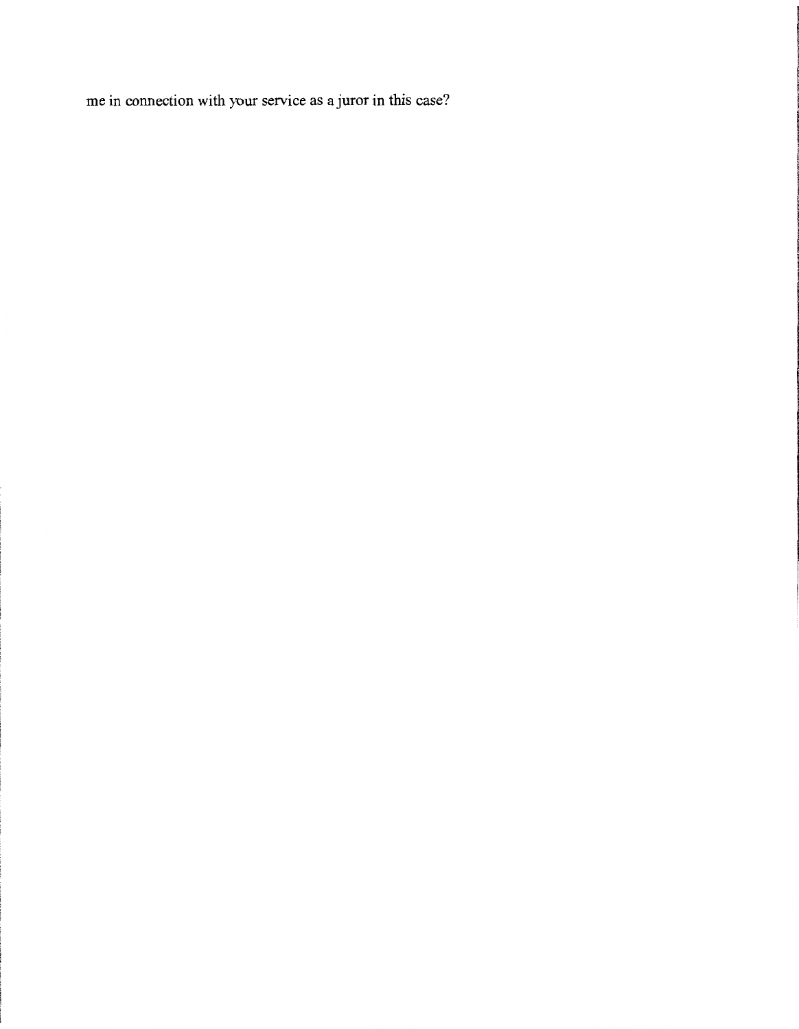me in connection with your service as a juror in this case?